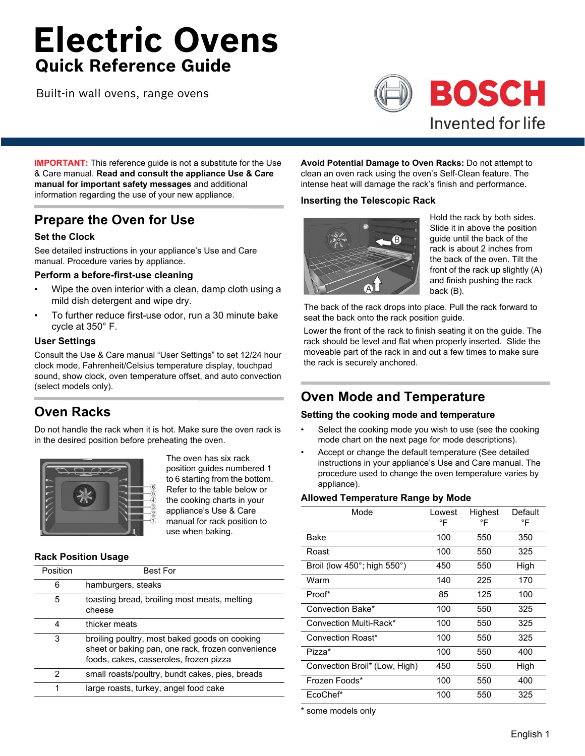# Electric Ovens

## Quick Reference Guide

Built-in wall ovens, range ovens

BOSCH

Invented for life

**IMPORTANT:** This reference guide is not a substitute for the Use & Care manual. **Read and consult the appliance Use & Care manual for important safety messages** and additional information regarding the use of your new appliance.

## Prepare the Oven for Use

### Set the Clock

See detailed instructions in your appliance's Use and Care manual. Procedure varies by appliance.

### Perform a before-first-use cleaning

- Wipe the oven interior with a clean, damp cloth using a mild dish detergent and wipe dry.
- To further reduce first-use odor, run a 30 minute bake cycle at 350° F.

### User Settings

Consult the Use & Care manual "User Settings" to set 12/24 hour clock mode, Fahrenheit/Celsius temperature display, touchpad sound, show clock, oven temperature offset, and auto convection (select models only).

## Oven Racks

Do not handle the rack when it is hot. Make sure the oven rack is in the desired position before preheating the oven.

The oven has six rack position guides numbered 1 to 6 starting from the bottom. Refer to the table below or the cooking charts in your appliance's Use & Care manual for rack position to use when baking.

### Rack Position Usage

| Position | Best For |
|---|---|
| 6 | hamburgers, steaks |
| 5 | toasting bread, broiling most meats, melting cheese |
| 4 | thicker meats |
| 3 | broiling poultry, most baked goods on cooking sheet or baking pan, one rack, frozen convenience foods, cakes, casseroles, frozen pizza |
| 2 | small roasts/poultry, bundt cakes, pies, breads |
| 1 | large roasts, turkey, angel food cake |

**Avoid Potential Damage to Oven Racks:** Do not attempt to clean an oven rack using the oven's Self-Clean feature. The intense heat will damage the rack's finish and performance.

### Inserting the Telescopic Rack

Hold the rack by both sides. Slide it in above the position guide until the back of the rack is about 2 inches from the back of the oven. Tilt the front of the rack up slightly (A) and finish pushing the rack back (B).

The back of the rack drops into place. Pull the rack forward to seat the back onto the rack position guide.

Lower the front of the rack to finish seating it on the guide. The rack should be level and flat when properly inserted. Slide the moveable part of the rack in and out a few times to make sure the rack is securely anchored.

## Oven Mode and Temperature

### Setting the cooking mode and temperature

- Select the cooking mode you wish to use (see the cooking mode chart on the next page for mode descriptions).
- Accept or change the default temperature (See detailed instructions in your appliance's Use and Care manual. The procedure used to change the oven temperature varies by appliance).

### Allowed Temperature Range by Mode

| Mode | Lowest °F | Highest °F | Default °F |
|---|---|---|---|
| Bake | 100 | 550 | 350 |
| Roast | 100 | 550 | 325 |
| Broil (low 450°; high 550°) | 450 | 550 | High |
| Warm | 140 | 225 | 170 |
| Proof* | 85 | 125 | 100 |
| Convection Bake* | 100 | 550 | 325 |
| Convection Multi-Rack* | 100 | 550 | 325 |
| Convection Roast* | 100 | 550 | 325 |
| Pizza* | 100 | 550 | 400 |
| Convection Broil* (Low, High) | 450 | 550 | High |
| Frozen Foods* | 100 | 550 | 400 |
| EcoChef* | 100 | 550 | 325 |

* some models only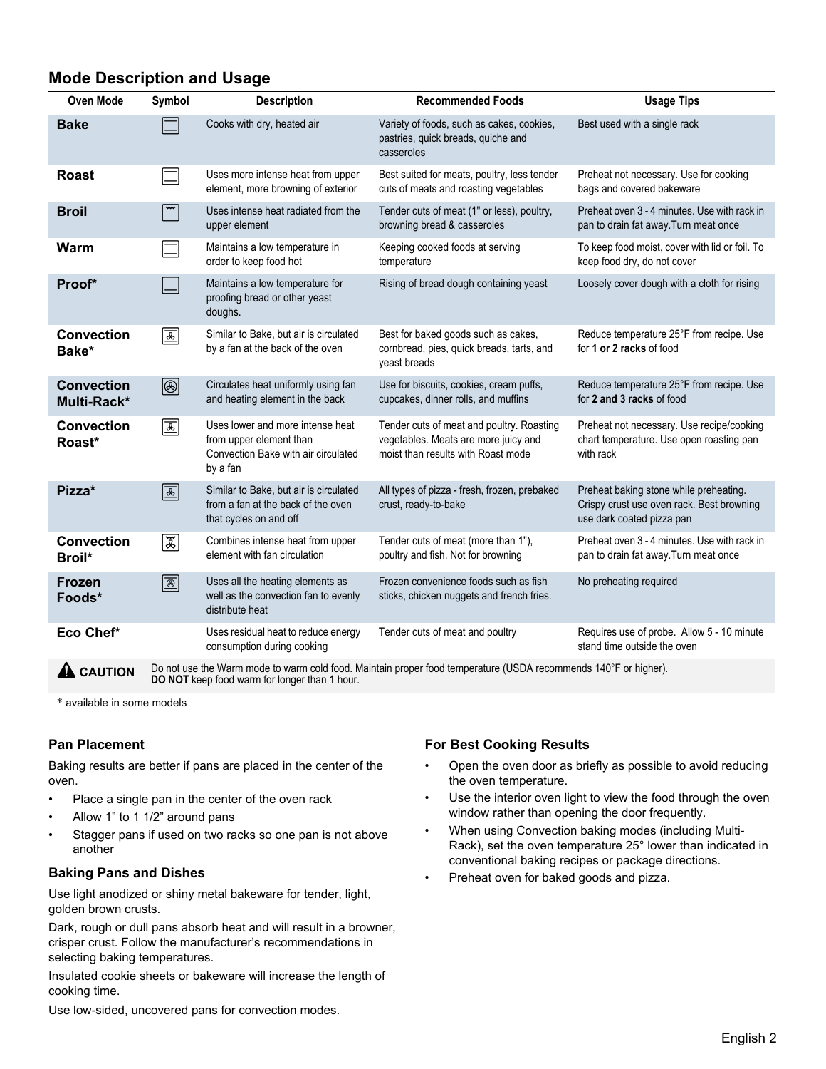## Mode Description and Usage

| Oven Mode | Symbol | Description | Recommended Foods | Usage Tips |
| --- | --- | --- | --- | --- |
| **Bake** | | Cooks with dry, heated air | Variety of foods, such as cakes, cookies, pastries, quick breads, quiche and casseroles | Best used with a single rack |
| **Roast** | | Uses more intense heat from upper element, more browning of exterior | Best suited for meats, poultry, less tender cuts of meats and roasting vegetables | Preheat not necessary. Use for cooking bags and covered bakeware |
| **Broil** | | Uses intense heat radiated from the upper element | Tender cuts of meat (1" or less), poultry, browning bread & casseroles | Preheat oven 3 - 4 minutes. Use with rack in pan to drain fat away.Turn meat once |
| **Warm** | | Maintains a low temperature in order to keep food hot | Keeping cooked foods at serving temperature | To keep food moist, cover with lid or foil. To keep food dry, do not cover |
| **Proof*** | | Maintains a low temperature for proofing bread or other yeast doughs. | Rising of bread dough containing yeast | Loosely cover dough with a cloth for rising |
| **Convection Bake*** | | Similar to Bake, but air is circulated by a fan at the back of the oven | Best for baked goods such as cakes, cornbread, pies, quick breads, tarts, and yeast breads | Reduce temperature 25°F from recipe. Use for **1 or 2 racks** of food |
| **Convection Multi-Rack*** | | Circulates heat uniformly using fan and heating element in the back | Use for biscuits, cookies, cream puffs, cupcakes, dinner rolls, and muffins | Reduce temperature 25°F from recipe. Use for **2 and 3 racks** of food |
| **Convection Roast*** | | Uses lower and more intense heat from upper element than Convection Bake with air circulated by a fan | Tender cuts of meat and poultry. Roasting vegetables. Meats are more juicy and moist than results with Roast mode | Preheat not necessary. Use recipe/cooking chart temperature. Use open roasting pan with rack |
| **Pizza*** | | Similar to Bake, but air is circulated from a fan at the back of the oven that cycles on and off | All types of pizza - fresh, frozen, prebaked crust, ready-to-bake | Preheat baking stone while preheating. Crispy crust use oven rack. Best browning use dark coated pizza pan |
| **Convection Broil*** | | Combines intense heat from upper element with fan circulation | Tender cuts of meat (more than 1"), poultry and fish. Not for browning | Preheat oven 3 - 4 minutes. Use with rack in pan to drain fat away.Turn meat once |
| **Frozen Foods*** | | Uses all the heating elements as well as the convection fan to evenly distribute heat | Frozen convenience foods such as fish sticks, chicken nuggets and french fries. | No preheating required |
| **Eco Chef*** | | Uses residual heat to reduce energy consumption during cooking | Tender cuts of meat and poultry | Requires use of probe. Allow 5 - 10 minute stand time outside the oven |

**CAUTION** Do not use the Warm mode to warm cold food. Maintain proper food temperature (USDA recommends 140°F or higher). **DO NOT** keep food warm for longer than 1 hour.

* available in some models

### Pan Placement

Baking results are better if pans are placed in the center of the oven.

- Place a single pan in the center of the oven rack
- Allow 1" to 1 1/2" around pans
- Stagger pans if used on two racks so one pan is not above another

### Baking Pans and Dishes

Use light anodized or shiny metal bakeware for tender, light, golden brown crusts.

Dark, rough or dull pans absorb heat and will result in a browner, crisper crust. Follow the manufacturer's recommendations in selecting baking temperatures.

Insulated cookie sheets or bakeware will increase the length of cooking time.

Use low-sided, uncovered pans for convection modes.

### For Best Cooking Results

- Open the oven door as briefly as possible to avoid reducing the oven temperature.
- Use the interior oven light to view the food through the oven window rather than opening the door frequently.
- When using Convection baking modes (including Multi-Rack), set the oven temperature 25° lower than indicated in conventional baking recipes or package directions.
- Preheat oven for baked goods and pizza.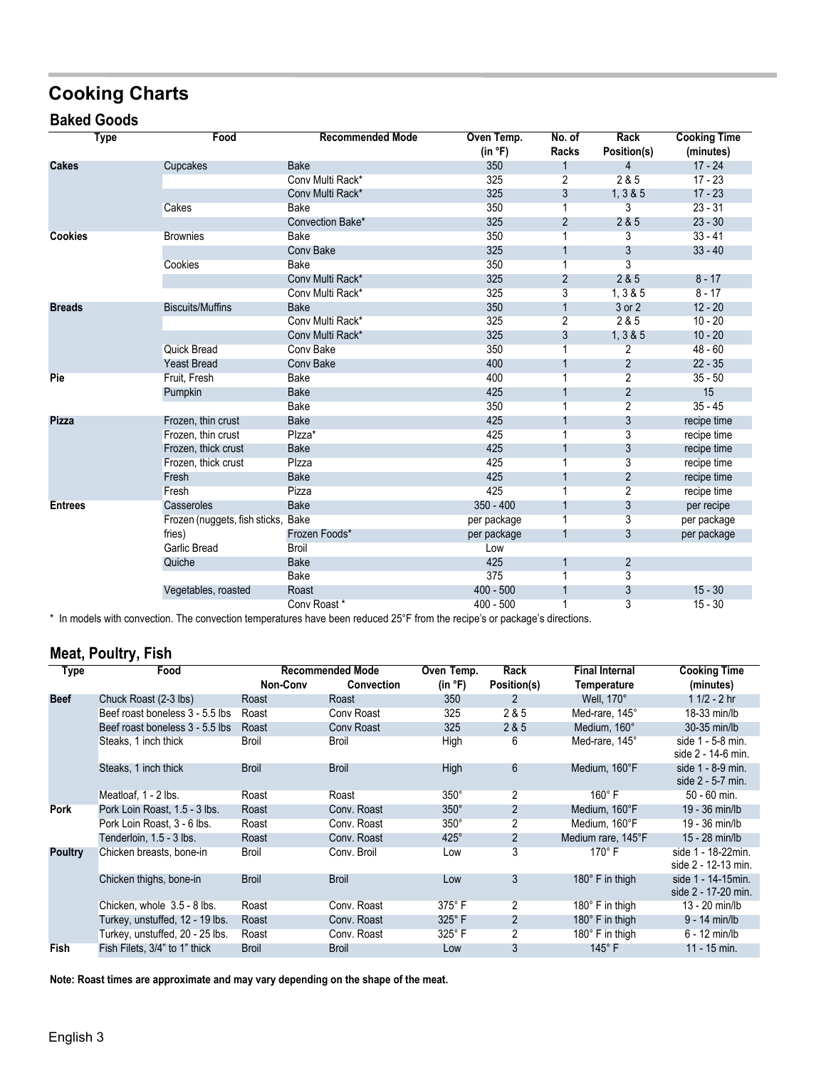# Cooking Charts

## Baked Goods

| Type | Food | Recommended Mode | Oven Temp. (in °F) | No. of Racks | Rack Position(s) | Cooking Time (minutes) |
|---|---|---|---|---|---|---|
| Cakes | Cupcakes | Bake | 350 | 1 | 4 | 17 - 24 |
| | | Conv Multi Rack* | 325 | 2 | 2 & 5 | 17 - 23 |
| | | Conv Multi Rack* | 325 | 3 | 1, 3 & 5 | 17 - 23 |
| | Cakes | Bake | 350 | 1 | 3 | 23 - 31 |
| | | Convection Bake* | 325 | 2 | 2 & 5 | 23 - 30 |
| Cookies | Brownies | Bake | 350 | 1 | 3 | 33 - 41 |
| | | Conv Bake | 325 | 1 | 3 | 33 - 40 |
| | Cookies | Bake | 350 | 1 | 3 | |
| | | Conv Multi Rack* | 325 | 2 | 2 & 5 | 8 - 17 |
| | | Conv Multi Rack* | 325 | 3 | 1, 3 & 5 | 8 - 17 |
| Breads | Biscuits/Muffins | Bake | 350 | 1 | 3 or 2 | 12 - 20 |
| | | Conv Multi Rack* | 325 | 2 | 2 & 5 | 10 - 20 |
| | | Conv Multi Rack* | 325 | 3 | 1, 3 & 5 | 10 - 20 |
| | Quick Bread | Conv Bake | 350 | 1 | 2 | 48 - 60 |
| | Yeast Bread | Conv Bake | 400 | 1 | 2 | 22 - 35 |
| Pie | Fruit, Fresh | Bake | 400 | 1 | 2 | 35 - 50 |
| | Pumpkin | Bake | 425 | 1 | 2 | 15 |
| | | Bake | 350 | 1 | 2 | 35 - 45 |
| Pizza | Frozen, thin crust | Bake | 425 | 1 | 3 | recipe time |
| | Frozen, thin crust | PIzza* | 425 | 1 | 3 | recipe time |
| | Frozen, thick crust | Bake | 425 | 1 | 3 | recipe time |
| | Frozen, thick crust | PIzza | 425 | 1 | 3 | recipe time |
| | Fresh | Bake | 425 | 1 | 2 | recipe time |
| | Fresh | Pizza | 425 | 1 | 2 | recipe time |
| Entrees | Casseroles | Bake | 350 - 400 | 1 | 3 | per recipe |
| | Frozen (nuggets, fish sticks, fries) | Bake | per package | 1 | 3 | per package |
| | | Frozen Foods* | per package | 1 | 3 | per package |
| | Garlic Bread | Broil | Low | | | |
| | Quiche | Bake | 425 | 1 | 2 | |
| | | Bake | 375 | 1 | 3 | |
| | Vegetables, roasted | Roast | 400 - 500 | 1 | 3 | 15 - 30 |
| | | Conv Roast * | 400 - 500 | 1 | 3 | 15 - 30 |

* In models with convection. The convection temperatures have been reduced 25°F from the recipe's or package's directions.

## Meat, Poultry, Fish

| Type | Food | Recommended Mode | | Oven Temp. (in °F) | Rack Position(s) | Final Internal Temperature | Cooking Time (minutes) |
|---|---|---|---|---|---|---|---|
| | | Non-Conv | Convection | | | | |
| Beef | Chuck Roast (2-3 lbs) | Roast | Roast | 350 | 2 | Well, 170° | 1 1/2 - 2 hr |
| | Beef roast boneless 3 - 5.5 lbs | Roast | Conv Roast | 325 | 2 & 5 | Med-rare, 145° | 18-33 min/lb |
| | Beef roast boneless 3 - 5.5 lbs | Roast | Conv Roast | 325 | 2 & 5 | Medium, 160° | 30-35 min/lb |
| | Steaks, 1 inch thick | Broil | Broil | High | 6 | Med-rare, 145° | side 1 - 5-8 min. side 2 - 14-6 min. |
| | Steaks, 1 inch thick | Broil | Broil | High | 6 | Medium, 160°F | side 1 - 8-9 min. side 2 - 5-7 min. |
| | Meatloaf, 1 - 2 lbs. | Roast | Roast | 350° | 2 | 160° F | 50 - 60 min. |
| Pork | Pork Loin Roast, 1.5 - 3 lbs. | Roast | Conv. Roast | 350° | 2 | Medium, 160°F | 19 - 36 min/lb |
| | Pork Loin Roast, 3 - 6 lbs. | Roast | Conv. Roast | 350° | 2 | Medium, 160°F | 19 - 36 min/lb |
| | Tenderloin, 1.5 - 3 lbs. | Roast | Conv. Roast | 425° | 2 | Medium rare, 145°F | 15 - 28 min/lb |
| Poultry | Chicken breasts, bone-in | Broil | Conv. Broil | Low | 3 | 170° F | side 1 - 18-22min. side 2 - 12-13 min. |
| | Chicken thighs, bone-in | Broil | Broil | Low | 3 | 180° F in thigh | side 1 - 14-15min. side 2 - 17-20 min. |
| | Chicken, whole 3.5 - 8 lbs. | Roast | Conv. Roast | 375° F | 2 | 180° F in thigh | 13 - 20 min/lb |
| | Turkey, unstuffed, 12 - 19 lbs. | Roast | Conv. Roast | 325° F | 2 | 180° F in thigh | 9 - 14 min/lb |
| | Turkey, unstuffed, 20 - 25 lbs. | Roast | Conv. Roast | 325° F | 2 | 180° F in thigh | 6 - 12 min/lb |
| Fish | Fish Filets, 3/4" to 1" thick | Broil | Broil | Low | 3 | 145° F | 11 - 15 min. |

**Note: Roast times are approximate and may vary depending on the shape of the meat.**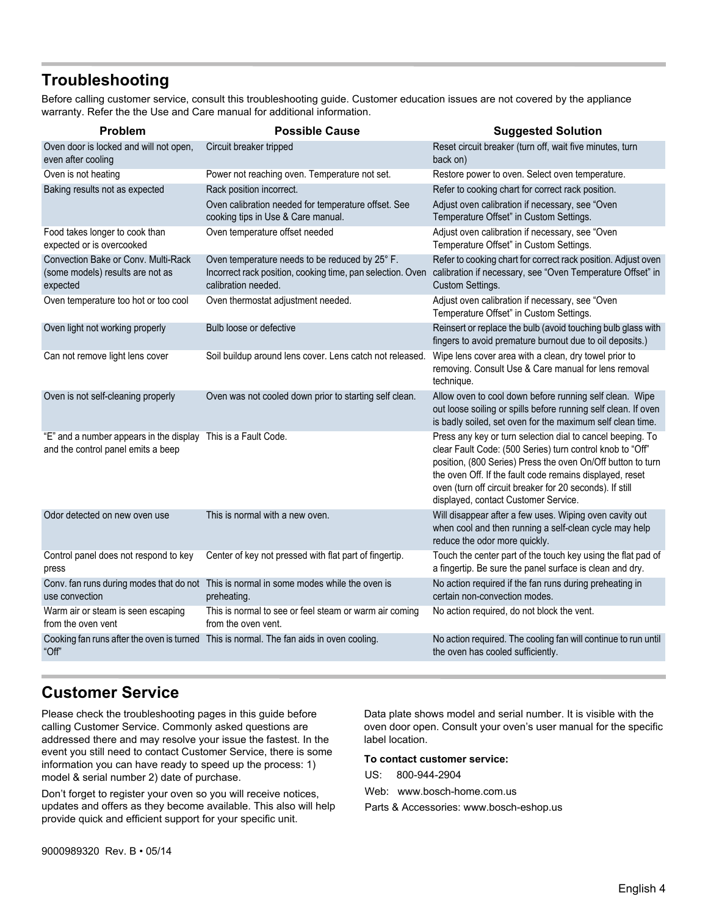## Troubleshooting

Before calling customer service, consult this troubleshooting guide. Customer education issues are not covered by the appliance warranty. Refer the the Use and Care manual for additional information.

| Problem | Possible Cause | Suggested Solution |
|---|---|---|
| Oven door is locked and will not open, even after cooling | Circuit breaker tripped | Reset circuit breaker (turn off, wait five minutes, turn back on) |
| Oven is not heating | Power not reaching oven. Temperature not set. | Restore power to oven. Select oven temperature. |
| Baking results not as expected | Rack position incorrect. | Refer to cooking chart for correct rack position. |
| | Oven calibration needed for temperature offset. See cooking tips in Use & Care manual. | Adjust oven calibration if necessary, see "Oven Temperature Offset" in Custom Settings. |
| Food takes longer to cook than expected or is overcooked | Oven temperature offset needed | Adjust oven calibration if necessary, see "Oven Temperature Offset" in Custom Settings. |
| Convection Bake or Conv. Multi-Rack (some models) results are not as expected | Oven temperature needs to be reduced by 25° F. Incorrect rack position, cooking time, pan selection. Oven calibration needed. | Refer to cooking chart for correct rack position. Adjust oven calibration if necessary, see "Oven Temperature Offset" in Custom Settings. |
| Oven temperature too hot or too cool | Oven thermostat adjustment needed. | Adjust oven calibration if necessary, see "Oven Temperature Offset" in Custom Settings. |
| Oven light not working properly | Bulb loose or defective | Reinsert or replace the bulb (avoid touching bulb glass with fingers to avoid premature burnout due to oil deposits.) |
| Can not remove light lens cover | Soil buildup around lens cover. Lens catch not released. | Wipe lens cover area with a clean, dry towel prior to removing. Consult Use & Care manual for lens removal technique. |
| Oven is not self-cleaning properly | Oven was not cooled down prior to starting self clean. | Allow oven to cool down before running self clean. Wipe out loose soiling or spills before running self clean. If oven is badly soiled, set oven for the maximum self clean time. |
| "E" and a number appears in the display and the control panel emits a beep | This is a Fault Code. | Press any key or turn selection dial to cancel beeping. To clear Fault Code: (500 Series) turn control knob to "Off" position, (800 Series) Press the oven On/Off button to turn the oven Off. If the fault code remains displayed, reset oven (turn off circuit breaker for 20 seconds). If still displayed, contact Customer Service. |
| Odor detected on new oven use | This is normal with a new oven. | Will disappear after a few uses. Wiping oven cavity out when cool and then running a self-clean cycle may help reduce the odor more quickly. |
| Control panel does not respond to key press | Center of key not pressed with flat part of fingertip. | Touch the center part of the touch key using the flat pad of a fingertip. Be sure the panel surface is clean and dry. |
| Conv. fan runs during modes that do not use convection | This is normal in some modes while the oven is preheating. | No action required if the fan runs during preheating in certain non-convection modes. |
| Warm air or steam is seen escaping from the oven vent | This is normal to see or feel steam or warm air coming from the oven vent. | No action required, do not block the vent. |
| Cooking fan runs after the oven is turned "Off" | This is normal. The fan aids in oven cooling. | No action required. The cooling fan will continue to run until the oven has cooled sufficiently. |

## Customer Service

Please check the troubleshooting pages in this guide before calling Customer Service. Commonly asked questions are addressed there and may resolve your issue the fastest. In the event you still need to contact Customer Service, there is some information you can have ready to speed up the process: 1) model & serial number 2) date of purchase.

Don't forget to register your oven so you will receive notices, updates and offers as they become available. This also will help provide quick and efficient support for your specific unit.

Data plate shows model and serial number. It is visible with the oven door open. Consult your oven's user manual for the specific label location.

**To contact customer service:**

US: 800-944-2904

Web: www.bosch-home.com.us

Parts & Accessories: www.bosch-eshop.us

9000989320 Rev. B • 05/14